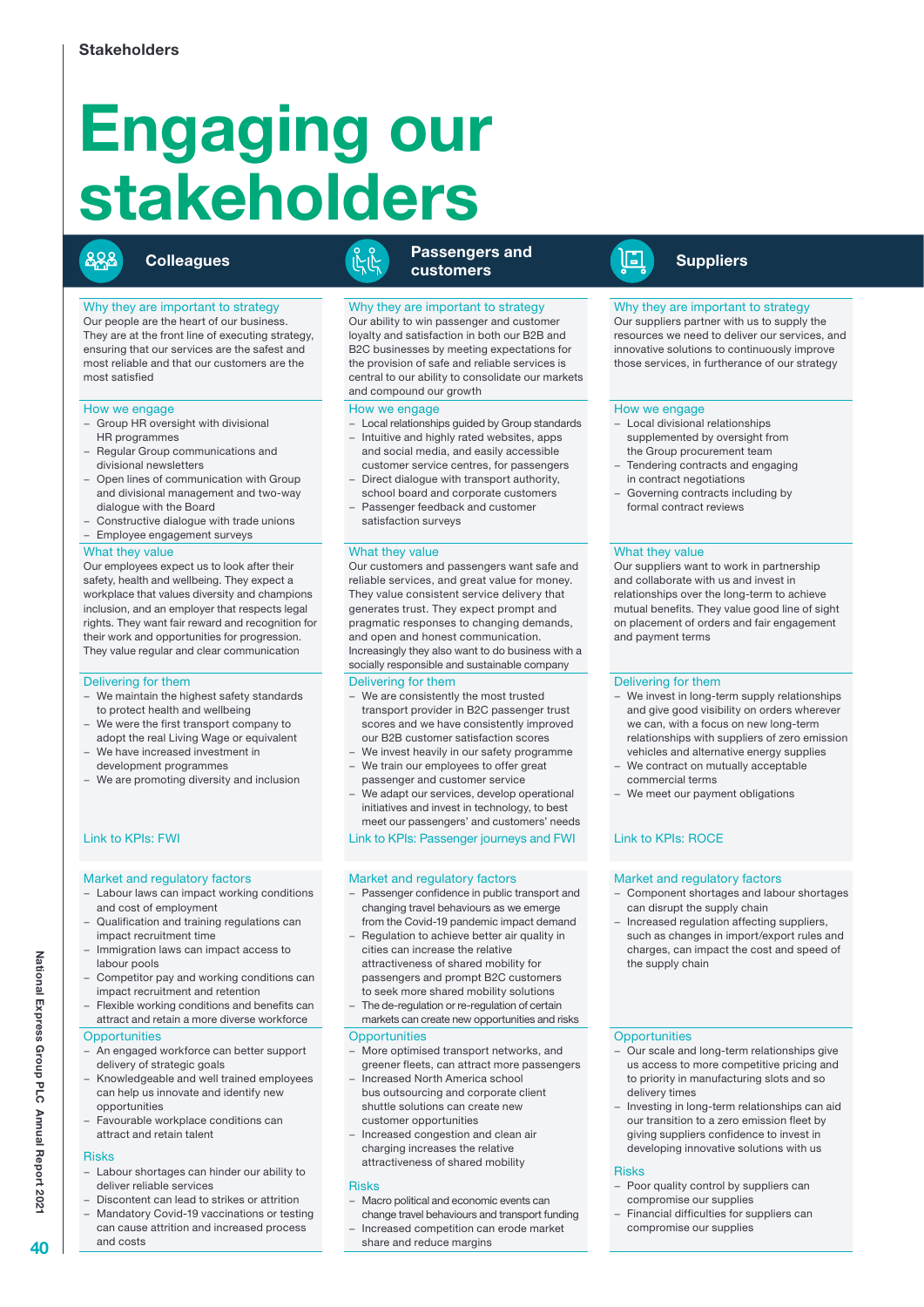Stakeholders

# Engaging our stakeholders

## Colleagues

### Why they are important to strategy

Our people are the heart of our business. They are at the front line of executing strategy, ensuring that our services are the safest and most reliable and that our customers are the most satisfied

### How we engage

- Group HR oversight with divisional HR programmes
- Regular Group communications and divisional newsletters
- Open lines of communication with Group and divisional management and two-way dialogue with the Board
- Constructive dialogue with trade unions
- Employee engagement surveys

### What they value

Our employees expect us to look after their safety, health and wellbeing. They expect a workplace that values diversity and champions inclusion, and an employer that respects legal rights. They want fair reward and recognition for their work and opportunities for progression. They value regular and clear communication

### Delivering for them

- We maintain the highest safety standards to protect health and wellbeing
- We were the first transport company to adopt the real Living Wage or equivalent
- We have increased investment in development programmes
- We are promoting diversity and inclusion

Link to KPIs: FWI

### Market and regulatory factors

- Labour laws can impact working conditions and cost of employment
- Qualification and training regulations can impact recruitment time
- Immigration laws can impact access to labour pools
- Competitor pay and working conditions can impact recruitment and retention
- Flexible working conditions and benefits can attract and retain a more diverse workforce

### Opportunities

- An engaged workforce can better support delivery of strategic goals
- Knowledgeable and well trained employees can help us innovate and identify new opportunities
- Favourable workplace conditions can attract and retain talent

### Risks

- Labour shortages can hinder our ability to deliver reliable services
- Discontent can lead to strikes or attrition
- Mandatory Covid-19 vaccinations or testing can cause attrition and increased process and costs

## Passengers and customers

### Why they are important to strategy

Our ability to win passenger and customer loyalty and satisfaction in both our B2B and B2C businesses by meeting expectations for the provision of safe and reliable services is central to our ability to consolidate our markets and compound our growth

### How we engage

- Local relationships guided by Group standards
- Intuitive and highly rated websites, apps and social media, and easily accessible customer service centres, for passengers
- Direct dialogue with transport authority, school board and corporate customers
- Passenger feedback and customer satisfaction surveys

### What they value

Our customers and passengers want safe and reliable services, and great value for money. They value consistent service delivery that generates trust. They expect prompt and pragmatic responses to changing demands, and open and honest communication. Increasingly they also want to do business with a socially responsible and sustainable company

### Delivering for them

- We are consistently the most trusted transport provider in B2C passenger trust scores and we have consistently improved our B2B customer satisfaction scores
- We invest heavily in our safety programme
- We train our employees to offer great passenger and customer service
- We adapt our services, develop operational initiatives and invest in technology, to best meet our passengers' and customers' needs

Link to KPIs: Passenger journeys and FWI

### Market and regulatory factors

- Passenger confidence in public transport and changing travel behaviours as we emerge from the Covid-19 pandemic impact demand
- Regulation to achieve better air quality in cities can increase the relative attractiveness of shared mobility for passengers and prompt B2C customers to seek more shared mobility solutions
- The de-regulation or re-regulation of certain markets can create new opportunities and risks

### Opportunities

- More optimised transport networks, and greener fleets, can attract more passengers
- Increased North America school bus outsourcing and corporate client shuttle solutions can create new customer opportunities
- Increased congestion and clean air charging increases the relative attractiveness of shared mobility

### Risks

- Macro political and economic events can change travel behaviours and transport funding
- Increased competition can erode market share and reduce margins

## Suppliers

### Why they are important to strategy

Our suppliers partner with us to supply the resources we need to deliver our services, and innovative solutions to continuously improve those services, in furtherance of our strategy

### How we engage

- Local divisional relationships supplemented by oversight from the Group procurement team
- Tendering contracts and engaging in contract negotiations
- Governing contracts including by formal contract reviews

### What they value

Our suppliers want to work in partnership and collaborate with us and invest in relationships over the long-term to achieve mutual benefits. They value good line of sight on placement of orders and fair engagement and payment terms

### Delivering for them

- We invest in long-term supply relationships and give good visibility on orders wherever we can, with a focus on new long-term relationships with suppliers of zero emission vehicles and alternative energy supplies
- We contract on mutually acceptable commercial terms
- We meet our payment obligations

Link to KPIs: ROCE

### Market and regulatory factors

- Component shortages and labour shortages can disrupt the supply chain
- Increased regulation affecting suppliers, such as changes in import/export rules and charges, can impact the cost and speed of the supply chain

### Opportunities

- Our scale and long-term relationships give us access to more competitive pricing and to priority in manufacturing slots and so delivery times
- Investing in long-term relationships can aid our transition to a zero emission fleet by giving suppliers confidence to invest in developing innovative solutions with us

### Risks

- Poor quality control by suppliers can compromise our supplies
- Financial difficulties for suppliers can compromise our supplies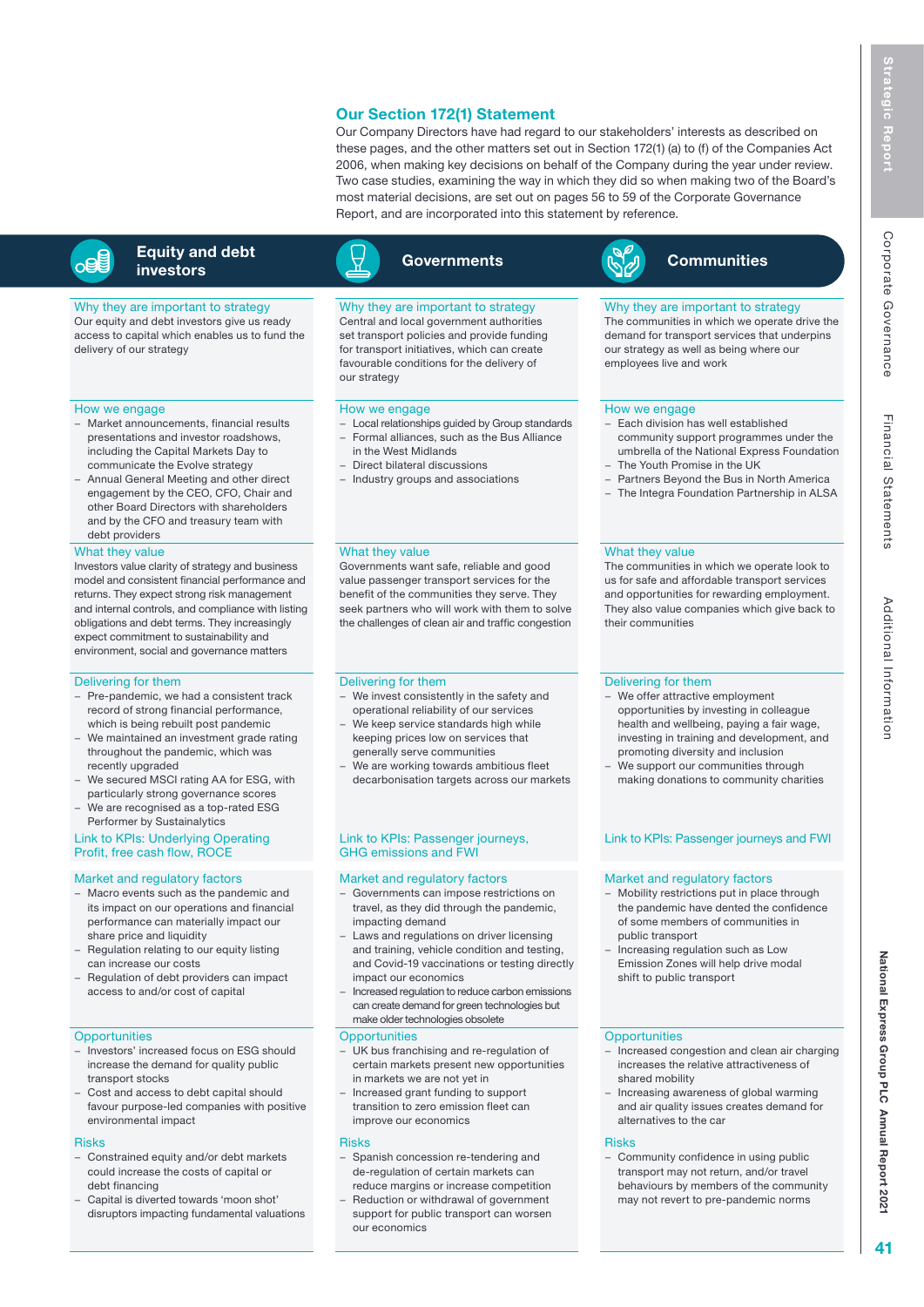## Our Section 172(1) Statement

Our Company Directors have had regard to our stakeholders' interests as described on these pages, and the other matters set out in Section 172(1) (a) to (f) of the Companies Act 2006, when making key decisions on behalf of the Company during the year under review. Two case studies, examining the way in which they did so when making two of the Board's most material decisions, are set out on pages 56 to 59 of the Corporate Governance Report, and are incorporated into this statement by reference.

## Equity and debt investors

### Why they are important to strategy

Our equity and debt investors give us ready access to capital which enables us to fund the delivery of our strategy

### How we engage

- Market announcements, financial results presentations and investor roadshows, including the Capital Markets Day to communicate the Evolve strategy
- Annual General Meeting and other direct engagement by the CEO, CFO, Chair and other Board Directors with shareholders and by the CFO and treasury team with debt providers

### What they value

Investors value clarity of strategy and business model and consistent financial performance and returns. They expect strong risk management and internal controls, and compliance with listing obligations and debt terms. They increasingly expect commitment to sustainability and environment, social and governance matters

### Delivering for them

- Pre-pandemic, we had a consistent track record of strong financial performance, which is being rebuilt post pandemic
- We maintained an investment grade rating throughout the pandemic, which was recently upgraded
- We secured MSCI rating AA for ESG, with particularly strong governance scores
- We are recognised as a top-rated ESG Performer by Sustainalytics

Link to KPIs: Underlying Operating Profit, free cash flow, ROCE

### Market and regulatory factors

- Macro events such as the pandemic and its impact on our operations and financial performance can materially impact our share price and liquidity
- Regulation relating to our equity listing can increase our costs
- Regulation of debt providers can impact access to and/or cost of capital

### Opportunities

- Investors' increased focus on ESG should increase the demand for quality public transport stocks
- Cost and access to debt capital should favour purpose-led companies with positive environmental impact

### Risks

- Constrained equity and/or debt markets could increase the costs of capital or debt financing
- Capital is diverted towards 'moon shot' disruptors impacting fundamental valuations

## Governments

### Why they are important to strategy

Central and local government authorities set transport policies and provide funding for transport initiatives, which can create favourable conditions for the delivery of our strategy

### How we engage

- Local relationships guided by Group standards
- Formal alliances, such as the Bus Alliance in the West Midlands
- Direct bilateral discussions
- Industry groups and associations

### What they value

Governments want safe, reliable and good value passenger transport services for the benefit of the communities they serve. They seek partners who will work with them to solve the challenges of clean air and traffic congestion

### Delivering for them

- We invest consistently in the safety and operational reliability of our services
- We keep service standards high while keeping prices low on services that generally serve communities
- We are working towards ambitious fleet decarbonisation targets across our markets

Link to KPIs: Passenger journeys, GHG emissions and FWI

### Market and regulatory factors

- Governments can impose restrictions on travel, as they did through the pandemic, impacting demand
- Laws and regulations on driver licensing and training, vehicle condition and testing, and Covid-19 vaccinations or testing directly impact our economics
- Increased regulation to reduce carbon emissions can create demand for green technologies but make older technologies obsolete

### Opportunities

- UK bus franchising and re-regulation of certain markets present new opportunities in markets we are not yet in
- Increased grant funding to support transition to zero emission fleet can improve our economics

### Risks

- Spanish concession re-tendering and de-regulation of certain markets can reduce margins or increase competition
- Reduction or withdrawal of government support for public transport can worsen our economics

## Communities

### Why they are important to strategy

The communities in which we operate drive the demand for transport services that underpins our strategy as well as being where our employees live and work

### How we engage

- Each division has well established community support programmes under the umbrella of the National Express Foundation
- The Youth Promise in the UK
- Partners Beyond the Bus in North America
- The Integra Foundation Partnership in ALSA

### What they value

The communities in which we operate look to us for safe and affordable transport services and opportunities for rewarding employment. They also value companies which give back to their communities

### Delivering for them

- We offer attractive employment opportunities by investing in colleague health and wellbeing, paying a fair wage, investing in training and development, and promoting diversity and inclusion
- We support our communities through making donations to community charities

Link to KPIs: Passenger journeys and FWI

### Market and regulatory factors

- Mobility restrictions put in place through the pandemic have dented the confidence of some members of communities in public transport
- Increasing regulation such as Low Emission Zones will help drive modal shift to public transport

### Opportunities

- Increased congestion and clean air charging increases the relative attractiveness of shared mobility
- Increasing awareness of global warming and air quality issues creates demand for alternatives to the car

### Risks

- Community confidence in using public transport may not return, and/or travel behaviours by members of the community may not revert to pre-pandemic norms